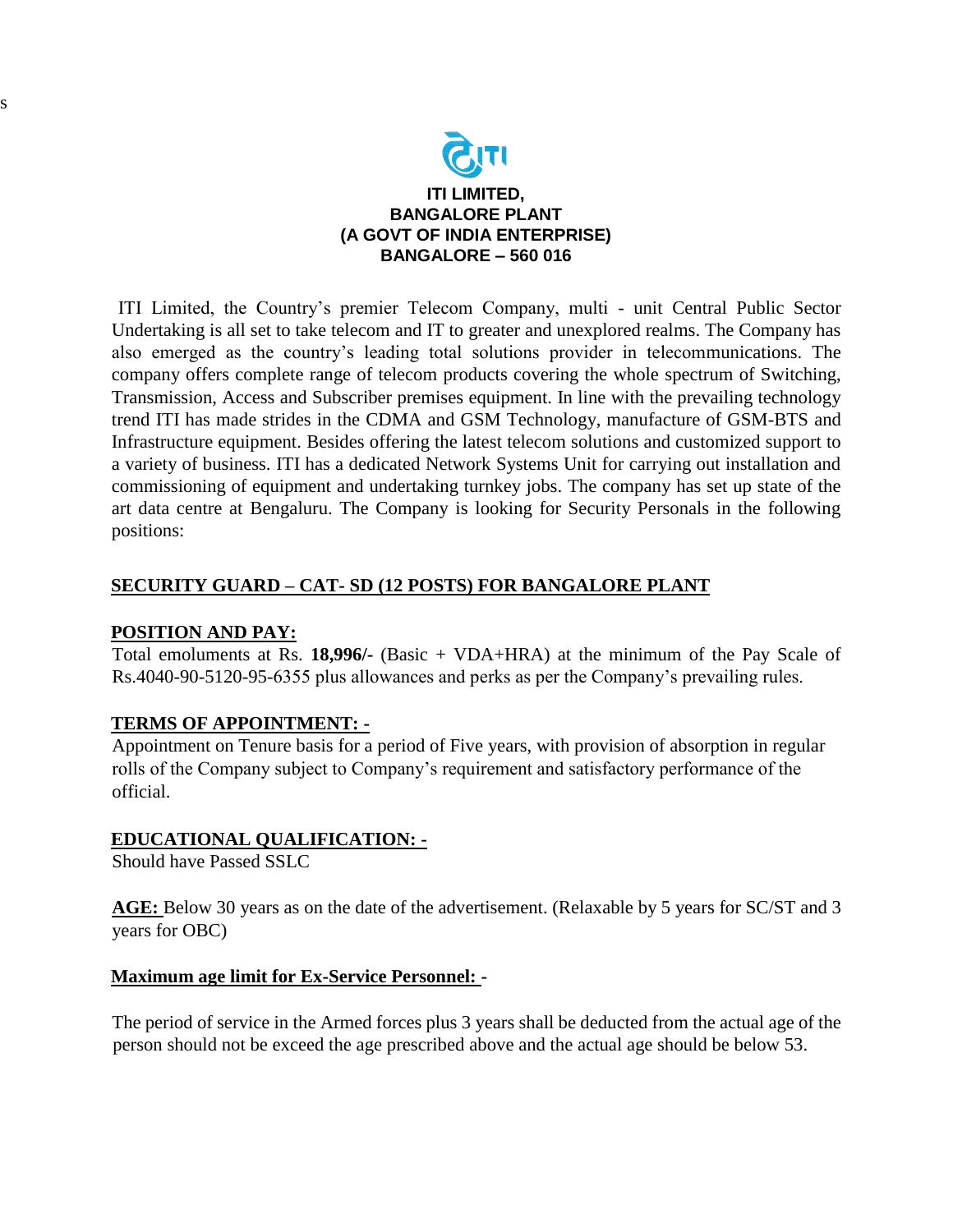**ITI LIMITED,**
**BANGALORE PLANT**
**(A GOVT OF INDIA ENTERPRISE)**
**BANGALORE – 560 016**

ITI Limited, the Country's premier Telecom Company, multi - unit Central Public Sector Undertaking is all set to take telecom and IT to greater and unexplored realms. The Company has also emerged as the country's leading total solutions provider in telecommunications. The company offers complete range of telecom products covering the whole spectrum of Switching, Transmission, Access and Subscriber premises equipment. In line with the prevailing technology trend ITI has made strides in the CDMA and GSM Technology, manufacture of GSM-BTS and Infrastructure equipment. Besides offering the latest telecom solutions and customized support to a variety of business. ITI has a dedicated Network Systems Unit for carrying out installation and commissioning of equipment and undertaking turnkey jobs. The company has set up state of the art data centre at Bengaluru. The Company is looking for Security Personals in the following positions:

## SECURITY GUARD – CAT- SD (12 POSTS) FOR BANGALORE PLANT

### POSITION AND PAY:

Total emoluments at Rs. **18,996/-** (Basic + VDA+HRA) at the minimum of the Pay Scale of Rs.4040-90-5120-95-6355 plus allowances and perks as per the Company's prevailing rules.

### TERMS OF APPOINTMENT: -

Appointment on Tenure basis for a period of Five years, with provision of absorption in regular rolls of the Company subject to Company's requirement and satisfactory performance of the official.

### EDUCATIONAL QUALIFICATION: -

Should have Passed SSLC

**AGE:** Below 30 years as on the date of the advertisement. (Relaxable by 5 years for SC/ST and 3 years for OBC)

### Maximum age limit for Ex-Service Personnel: -

The period of service in the Armed forces plus 3 years shall be deducted from the actual age of the person should not be exceed the age prescribed above and the actual age should be below 53.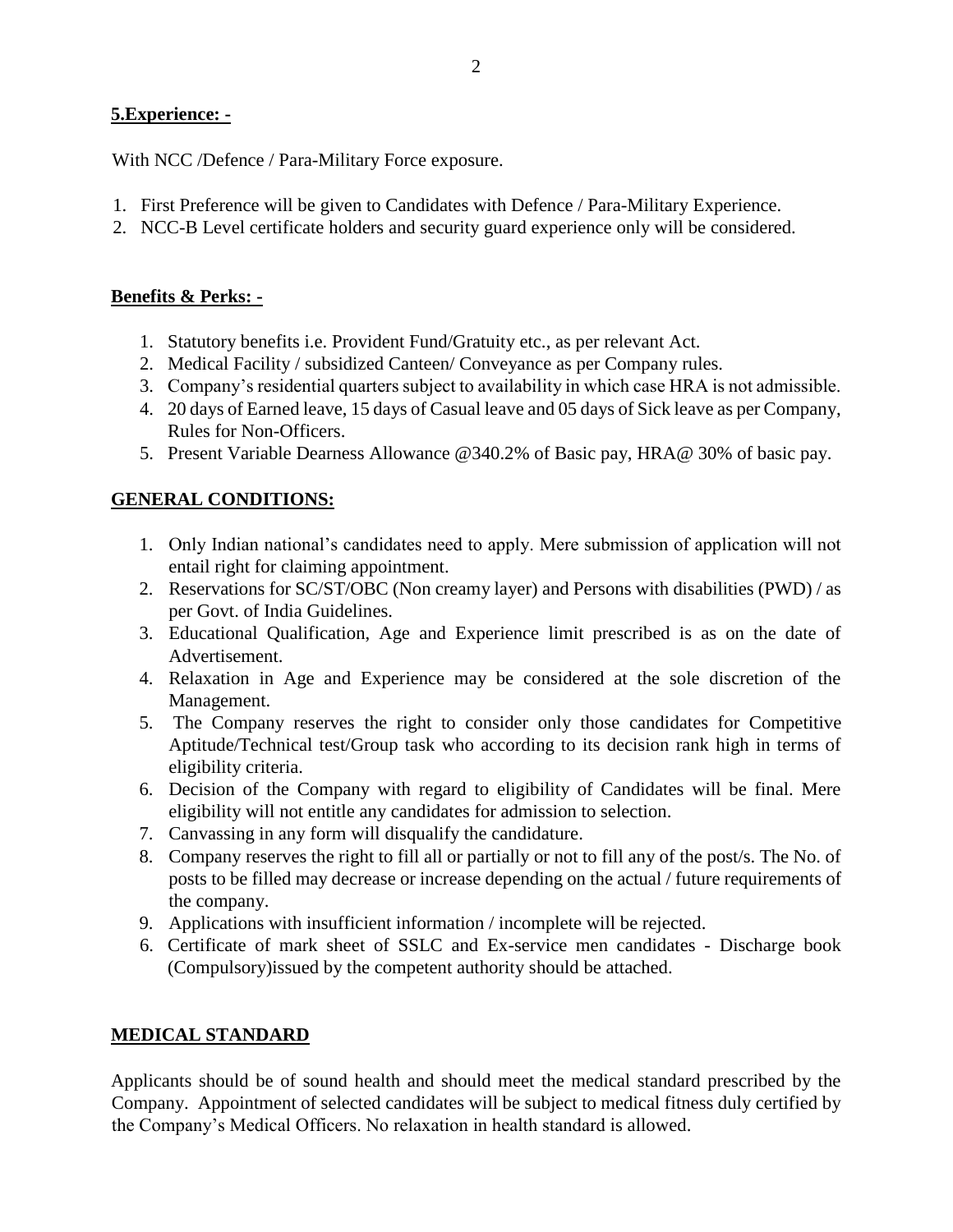**5.Experience: -**

With NCC /Defence / Para-Military Force exposure.

1. First Preference will be given to Candidates with Defence / Para-Military Experience.
2. NCC-B Level certificate holders and security guard experience only will be considered.

**Benefits & Perks: -**

1. Statutory benefits i.e. Provident Fund/Gratuity etc., as per relevant Act.
2. Medical Facility / subsidized Canteen/ Conveyance as per Company rules.
3. Company's residential quarters subject to availability in which case HRA is not admissible.
4. 20 days of Earned leave, 15 days of Casual leave and 05 days of Sick leave as per Company, Rules for Non-Officers.
5. Present Variable Dearness Allowance @340.2% of Basic pay, HRA@ 30% of basic pay.

**GENERAL CONDITIONS:**

1. Only Indian national's candidates need to apply. Mere submission of application will not entail right for claiming appointment.
2. Reservations for SC/ST/OBC (Non creamy layer) and Persons with disabilities (PWD) / as per Govt. of India Guidelines.
3. Educational Qualification, Age and Experience limit prescribed is as on the date of Advertisement.
4. Relaxation in Age and Experience may be considered at the sole discretion of the Management.
5. The Company reserves the right to consider only those candidates for Competitive Aptitude/Technical test/Group task who according to its decision rank high in terms of eligibility criteria.
6. Decision of the Company with regard to eligibility of Candidates will be final. Mere eligibility will not entitle any candidates for admission to selection.
7. Canvassing in any form will disqualify the candidature.
8. Company reserves the right to fill all or partially or not to fill any of the post/s. The No. of posts to be filled may decrease or increase depending on the actual / future requirements of the company.
9. Applications with insufficient information / incomplete will be rejected.

6\. Certificate of mark sheet of SSLC and Ex-service men candidates - Discharge book (Compulsory)issued by the competent authority should be attached.

**MEDICAL STANDARD**

Applicants should be of sound health and should meet the medical standard prescribed by the Company. Appointment of selected candidates will be subject to medical fitness duly certified by the Company's Medical Officers. No relaxation in health standard is allowed.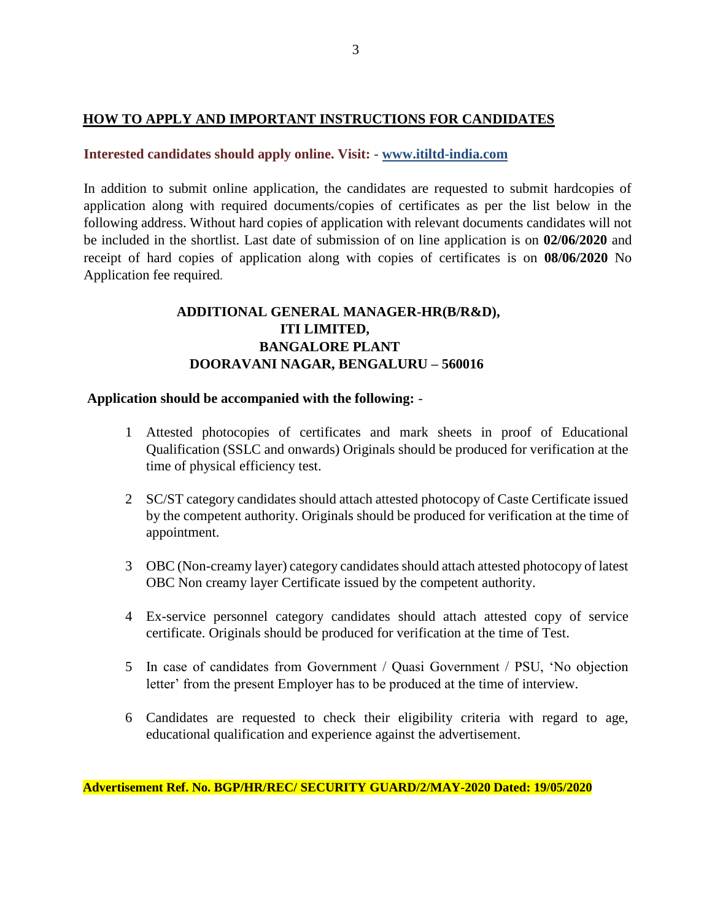## HOW TO APPLY AND IMPORTANT INSTRUCTIONS FOR CANDIDATES

**Interested candidates should apply online. Visit: - www.itiltd-india.com**

In addition to submit online application, the candidates are requested to submit hardcopies of application along with required documents/copies of certificates as per the list below in the following address. Without hard copies of application with relevant documents candidates will not be included in the shortlist. Last date of submission of on line application is on **02/06/2020** and receipt of hard copies of application along with copies of certificates is on **08/06/2020** No Application fee required.

**ADDITIONAL GENERAL MANAGER-HR(B/R&D),**
**ITI LIMITED,**
**BANGALORE PLANT**
**DOORAVANI NAGAR, BENGALURU – 560016**

**Application should be accompanied with the following:** -

1. Attested photocopies of certificates and mark sheets in proof of Educational Qualification (SSLC and onwards) Originals should be produced for verification at the time of physical efficiency test.

2. SC/ST category candidates should attach attested photocopy of Caste Certificate issued by the competent authority. Originals should be produced for verification at the time of appointment.

3. OBC (Non-creamy layer) category candidates should attach attested photocopy of latest OBC Non creamy layer Certificate issued by the competent authority.

4. Ex-service personnel category candidates should attach attested copy of service certificate. Originals should be produced for verification at the time of Test.

5. In case of candidates from Government / Quasi Government / PSU, 'No objection letter' from the present Employer has to be produced at the time of interview.

6. Candidates are requested to check their eligibility criteria with regard to age, educational qualification and experience against the advertisement.

**Advertisement Ref. No. BGP/HR/REC/ SECURITY GUARD/2/MAY-2020 Dated: 19/05/2020**